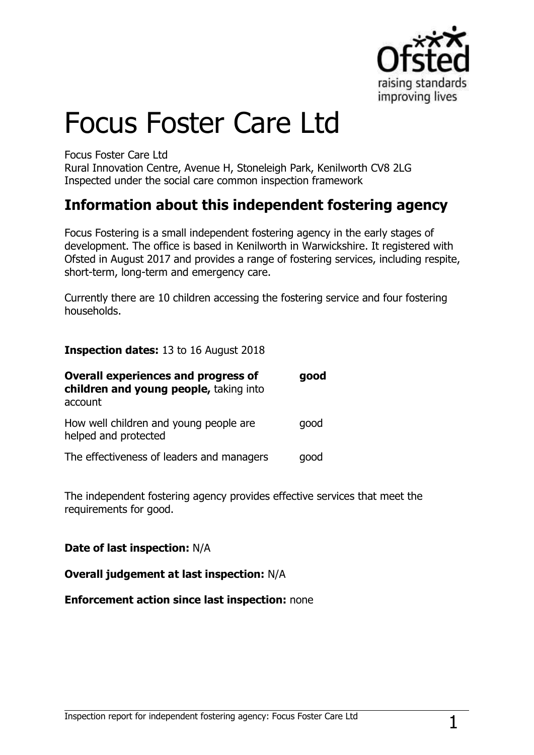# Focus Foster Care Ltd

Focus Foster Care Ltd
Rural Innovation Centre, Avenue H, Stoneleigh Park, Kenilworth CV8 2LG
Inspected under the social care common inspection framework

## Information about this independent fostering agency

Focus Fostering is a small independent fostering agency in the early stages of development. The office is based in Kenilworth in Warwickshire. It registered with Ofsted in August 2017 and provides a range of fostering services, including respite, short-term, long-term and emergency care.

Currently there are 10 children accessing the fostering service and four fostering households.

**Inspection dates:** 13 to 16 August 2018

| | |
|---|---|
| **Overall experiences and progress of children and young people,** taking into account | **good** |
| How well children and young people are helped and protected | good |
| The effectiveness of leaders and managers | good |

The independent fostering agency provides effective services that meet the requirements for good.

**Date of last inspection:** N/A

**Overall judgement at last inspection:** N/A

**Enforcement action since last inspection:** none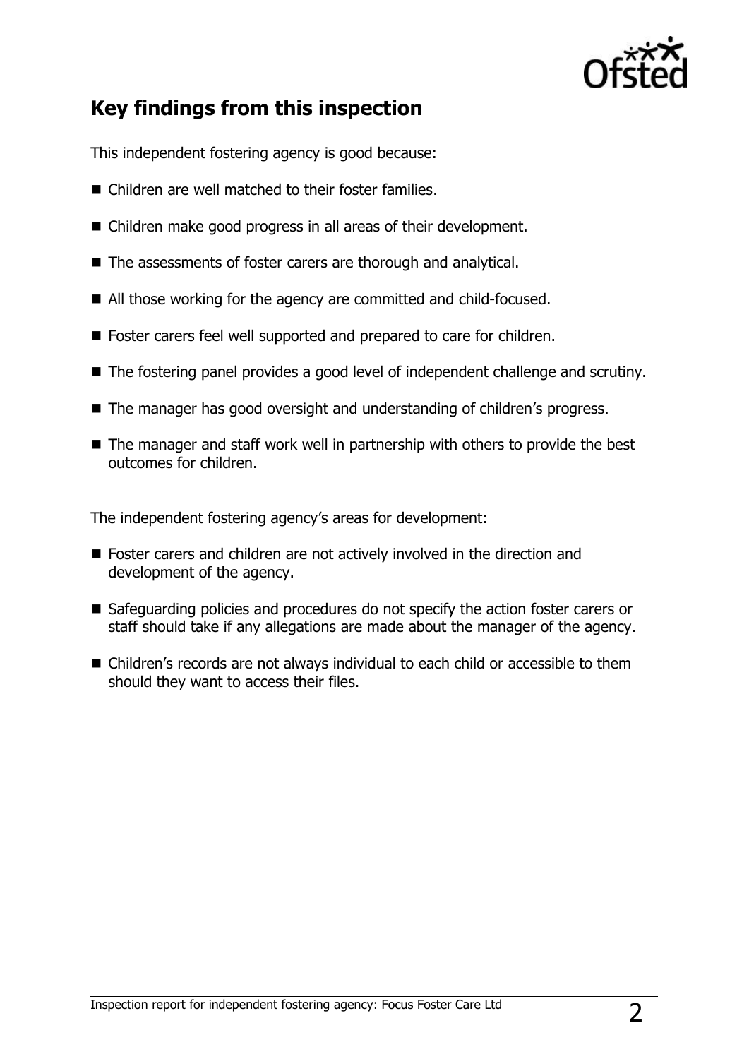## Key findings from this inspection

This independent fostering agency is good because:

- Children are well matched to their foster families.
- Children make good progress in all areas of their development.
- The assessments of foster carers are thorough and analytical.
- All those working for the agency are committed and child-focused.
- Foster carers feel well supported and prepared to care for children.
- The fostering panel provides a good level of independent challenge and scrutiny.
- The manager has good oversight and understanding of children's progress.
- The manager and staff work well in partnership with others to provide the best outcomes for children.

The independent fostering agency's areas for development:

- Foster carers and children are not actively involved in the direction and development of the agency.
- Safeguarding policies and procedures do not specify the action foster carers or staff should take if any allegations are made about the manager of the agency.
- Children's records are not always individual to each child or accessible to them should they want to access their files.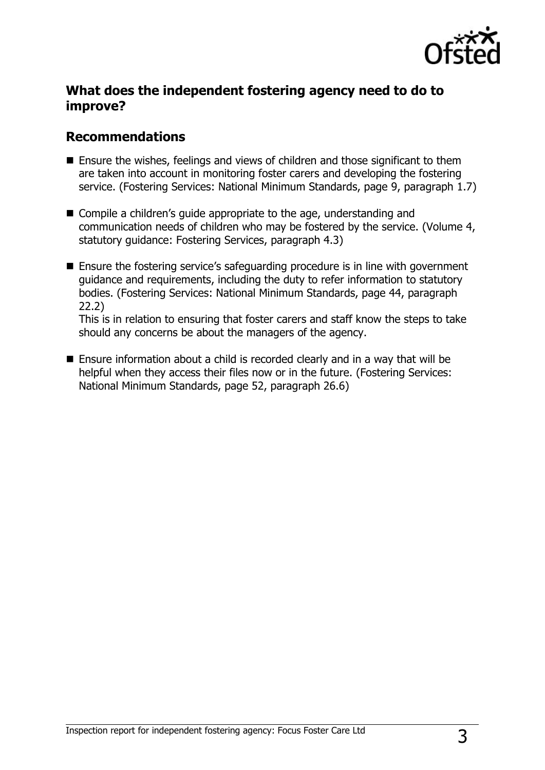## What does the independent fostering agency need to do to improve?

### Recommendations

- Ensure the wishes, feelings and views of children and those significant to them are taken into account in monitoring foster carers and developing the fostering service. (Fostering Services: National Minimum Standards, page 9, paragraph 1.7)
- Compile a children's guide appropriate to the age, understanding and communication needs of children who may be fostered by the service. (Volume 4, statutory guidance: Fostering Services, paragraph 4.3)
- Ensure the fostering service's safeguarding procedure is in line with government guidance and requirements, including the duty to refer information to statutory bodies. (Fostering Services: National Minimum Standards, page 44, paragraph 22.2)
  This is in relation to ensuring that foster carers and staff know the steps to take should any concerns be about the managers of the agency.
- Ensure information about a child is recorded clearly and in a way that will be helpful when they access their files now or in the future. (Fostering Services: National Minimum Standards, page 52, paragraph 26.6)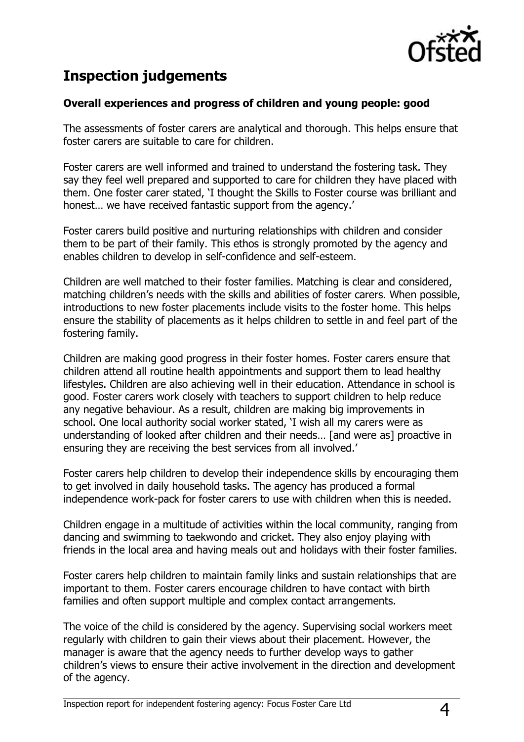## Inspection judgements

### Overall experiences and progress of children and young people: good

The assessments of foster carers are analytical and thorough. This helps ensure that foster carers are suitable to care for children.

Foster carers are well informed and trained to understand the fostering task. They say they feel well prepared and supported to care for children they have placed with them. One foster carer stated, 'I thought the Skills to Foster course was brilliant and honest… we have received fantastic support from the agency.'

Foster carers build positive and nurturing relationships with children and consider them to be part of their family. This ethos is strongly promoted by the agency and enables children to develop in self-confidence and self-esteem.

Children are well matched to their foster families. Matching is clear and considered, matching children's needs with the skills and abilities of foster carers. When possible, introductions to new foster placements include visits to the foster home. This helps ensure the stability of placements as it helps children to settle in and feel part of the fostering family.

Children are making good progress in their foster homes. Foster carers ensure that children attend all routine health appointments and support them to lead healthy lifestyles. Children are also achieving well in their education. Attendance in school is good. Foster carers work closely with teachers to support children to help reduce any negative behaviour. As a result, children are making big improvements in school. One local authority social worker stated, 'I wish all my carers were as understanding of looked after children and their needs… [and were as] proactive in ensuring they are receiving the best services from all involved.'

Foster carers help children to develop their independence skills by encouraging them to get involved in daily household tasks. The agency has produced a formal independence work-pack for foster carers to use with children when this is needed.

Children engage in a multitude of activities within the local community, ranging from dancing and swimming to taekwondo and cricket. They also enjoy playing with friends in the local area and having meals out and holidays with their foster families.

Foster carers help children to maintain family links and sustain relationships that are important to them. Foster carers encourage children to have contact with birth families and often support multiple and complex contact arrangements.

The voice of the child is considered by the agency. Supervising social workers meet regularly with children to gain their views about their placement. However, the manager is aware that the agency needs to further develop ways to gather children's views to ensure their active involvement in the direction and development of the agency.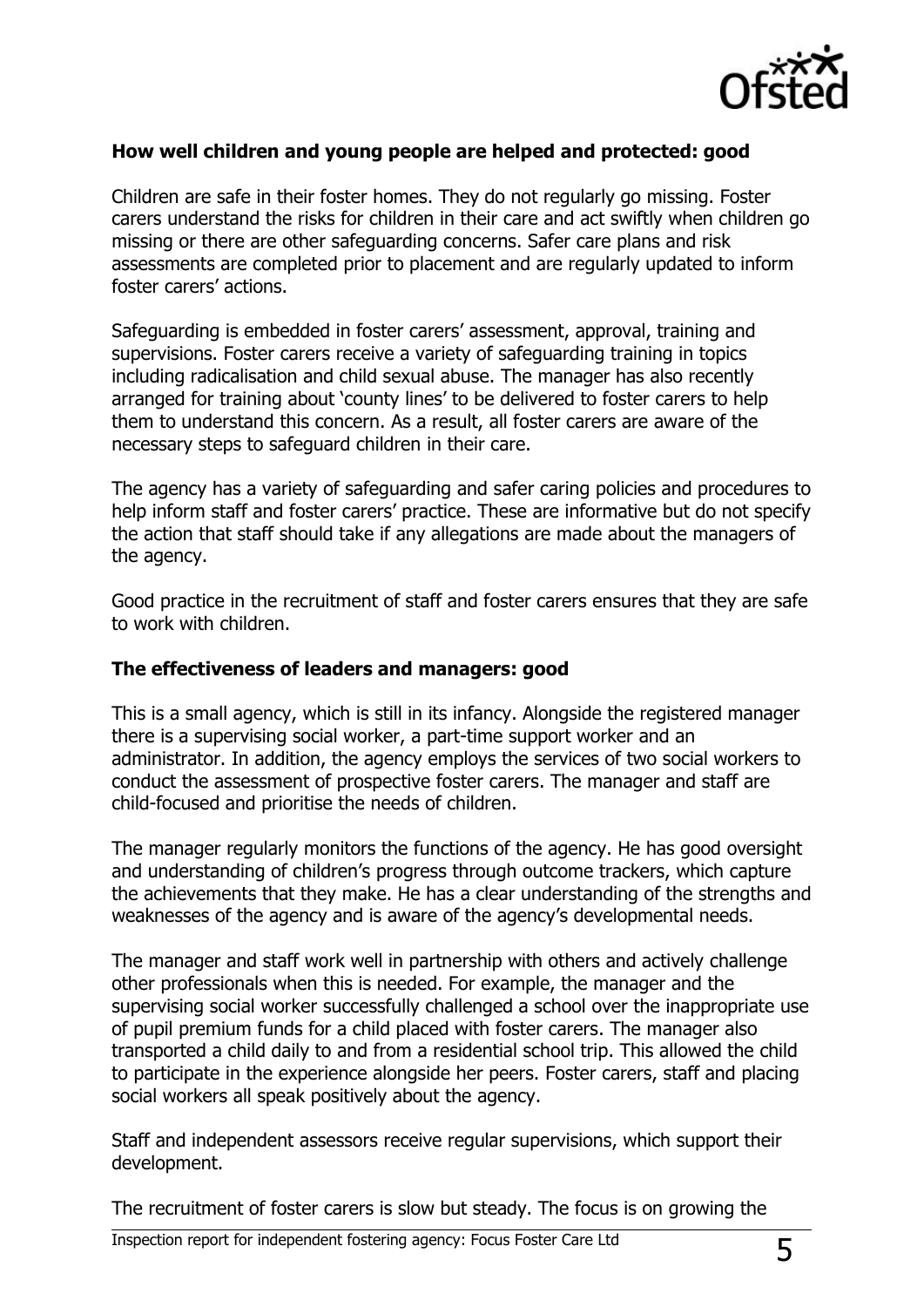**How well children and young people are helped and protected: good**

Children are safe in their foster homes. They do not regularly go missing. Foster carers understand the risks for children in their care and act swiftly when children go missing or there are other safeguarding concerns. Safer care plans and risk assessments are completed prior to placement and are regularly updated to inform foster carers' actions.

Safeguarding is embedded in foster carers' assessment, approval, training and supervisions. Foster carers receive a variety of safeguarding training in topics including radicalisation and child sexual abuse. The manager has also recently arranged for training about 'county lines' to be delivered to foster carers to help them to understand this concern. As a result, all foster carers are aware of the necessary steps to safeguard children in their care.

The agency has a variety of safeguarding and safer caring policies and procedures to help inform staff and foster carers' practice. These are informative but do not specify the action that staff should take if any allegations are made about the managers of the agency.

Good practice in the recruitment of staff and foster carers ensures that they are safe to work with children.

**The effectiveness of leaders and managers: good**

This is a small agency, which is still in its infancy. Alongside the registered manager there is a supervising social worker, a part-time support worker and an administrator. In addition, the agency employs the services of two social workers to conduct the assessment of prospective foster carers. The manager and staff are child-focused and prioritise the needs of children.

The manager regularly monitors the functions of the agency. He has good oversight and understanding of children's progress through outcome trackers, which capture the achievements that they make. He has a clear understanding of the strengths and weaknesses of the agency and is aware of the agency's developmental needs.

The manager and staff work well in partnership with others and actively challenge other professionals when this is needed. For example, the manager and the supervising social worker successfully challenged a school over the inappropriate use of pupil premium funds for a child placed with foster carers. The manager also transported a child daily to and from a residential school trip. This allowed the child to participate in the experience alongside her peers. Foster carers, staff and placing social workers all speak positively about the agency.

Staff and independent assessors receive regular supervisions, which support their development.

The recruitment of foster carers is slow but steady. The focus is on growing the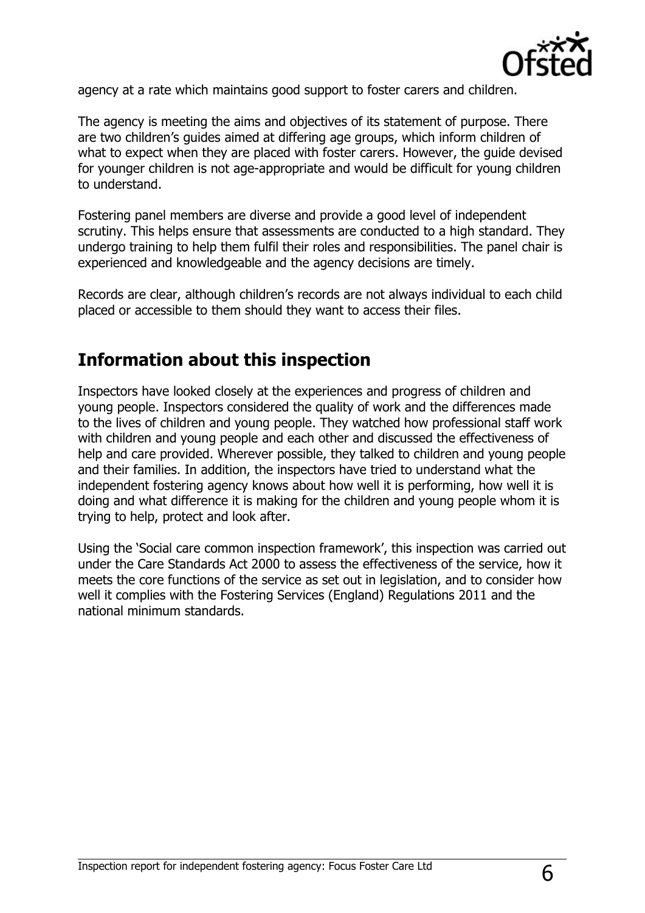agency at a rate which maintains good support to foster carers and children.

The agency is meeting the aims and objectives of its statement of purpose. There are two children's guides aimed at differing age groups, which inform children of what to expect when they are placed with foster carers. However, the guide devised for younger children is not age-appropriate and would be difficult for young children to understand.

Fostering panel members are diverse and provide a good level of independent scrutiny. This helps ensure that assessments are conducted to a high standard. They undergo training to help them fulfil their roles and responsibilities. The panel chair is experienced and knowledgeable and the agency decisions are timely.

Records are clear, although children's records are not always individual to each child placed or accessible to them should they want to access their files.

## Information about this inspection

Inspectors have looked closely at the experiences and progress of children and young people. Inspectors considered the quality of work and the differences made to the lives of children and young people. They watched how professional staff work with children and young people and each other and discussed the effectiveness of help and care provided. Wherever possible, they talked to children and young people and their families. In addition, the inspectors have tried to understand what the independent fostering agency knows about how well it is performing, how well it is doing and what difference it is making for the children and young people whom it is trying to help, protect and look after.

Using the 'Social care common inspection framework', this inspection was carried out under the Care Standards Act 2000 to assess the effectiveness of the service, how it meets the core functions of the service as set out in legislation, and to consider how well it complies with the Fostering Services (England) Regulations 2011 and the national minimum standards.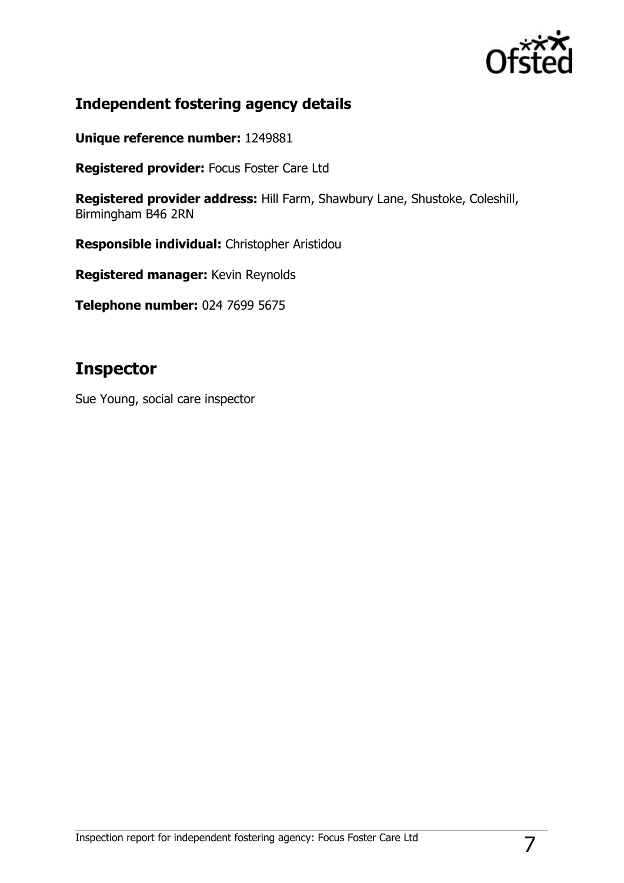### Independent fostering agency details

**Unique reference number:** 1249881

**Registered provider:** Focus Foster Care Ltd

**Registered provider address:** Hill Farm, Shawbury Lane, Shustoke, Coleshill, Birmingham B46 2RN

**Responsible individual:** Christopher Aristidou

**Registered manager:** Kevin Reynolds

**Telephone number:** 024 7699 5675

## Inspector

Sue Young, social care inspector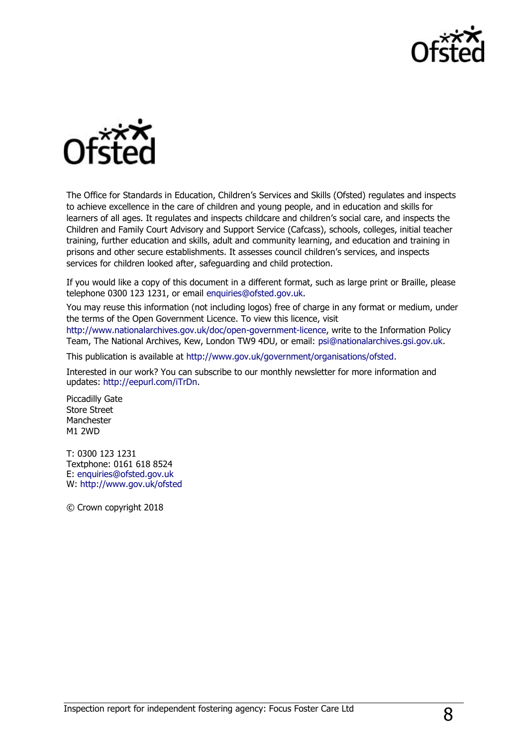The Office for Standards in Education, Children's Services and Skills (Ofsted) regulates and inspects to achieve excellence in the care of children and young people, and in education and skills for learners of all ages. It regulates and inspects childcare and children's social care, and inspects the Children and Family Court Advisory and Support Service (Cafcass), schools, colleges, initial teacher training, further education and skills, adult and community learning, and education and training in prisons and other secure establishments. It assesses council children's services, and inspects services for children looked after, safeguarding and child protection.

If you would like a copy of this document in a different format, such as large print or Braille, please telephone 0300 123 1231, or email enquiries@ofsted.gov.uk.

You may reuse this information (not including logos) free of charge in any format or medium, under the terms of the Open Government Licence. To view this licence, visit http://www.nationalarchives.gov.uk/doc/open-government-licence, write to the Information Policy Team, The National Archives, Kew, London TW9 4DU, or email: psi@nationalarchives.gsi.gov.uk.

This publication is available at http://www.gov.uk/government/organisations/ofsted.

Interested in our work? You can subscribe to our monthly newsletter for more information and updates: http://eepurl.com/iTrDn.

Piccadilly Gate
Store Street
Manchester
M1 2WD

T: 0300 123 1231
Textphone: 0161 618 8524
E: enquiries@ofsted.gov.uk
W: http://www.gov.uk/ofsted

© Crown copyright 2018